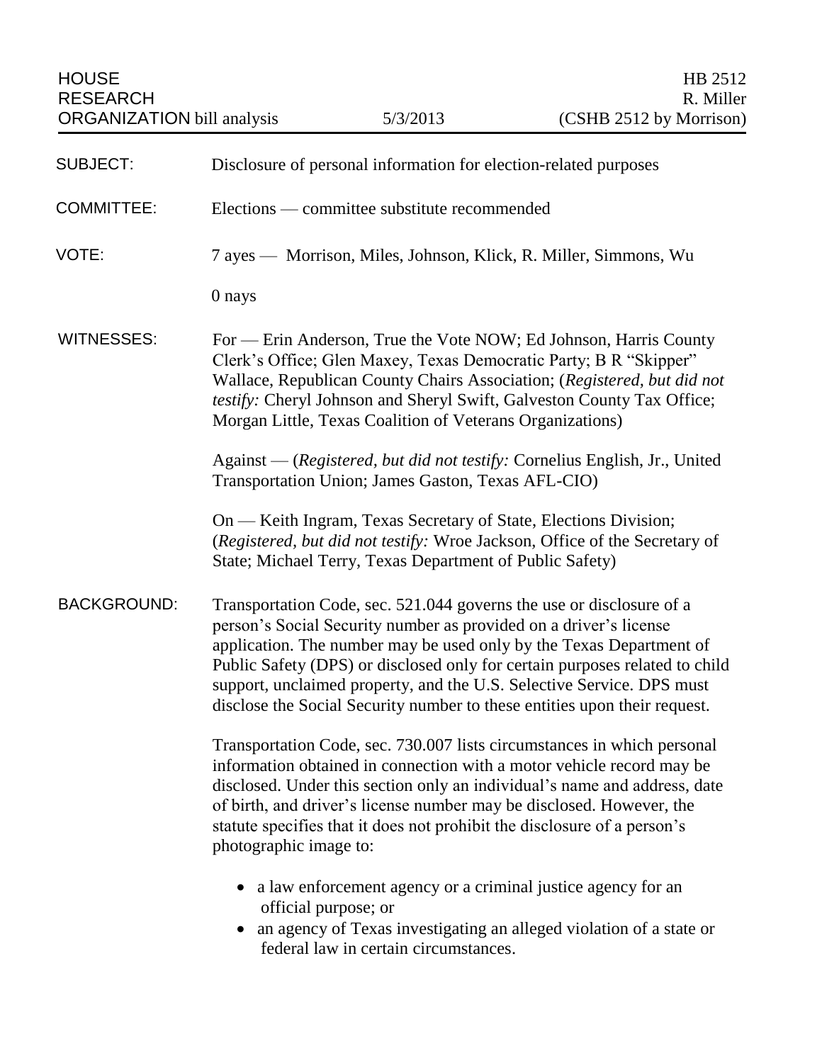HOUSE RESEARCH ORGANIZATION bill analysis | 5/3/2013 | HB 2512 R. Miller (CSHB 2512 by Morrison)

**SUBJECT:** Disclosure of personal information for election-related purposes

**COMMITTEE:** Elections — committee substitute recommended

**VOTE:** 7 ayes — Morrison, Miles, Johnson, Klick, R. Miller, Simmons, Wu

0 nays

**WITNESSES:** For — Erin Anderson, True the Vote NOW; Ed Johnson, Harris County Clerk's Office; Glen Maxey, Texas Democratic Party; B R "Skipper" Wallace, Republican County Chairs Association; (*Registered, but did not testify:* Cheryl Johnson and Sheryl Swift, Galveston County Tax Office; Morgan Little, Texas Coalition of Veterans Organizations)

Against — (*Registered, but did not testify:* Cornelius English, Jr., United Transportation Union; James Gaston, Texas AFL-CIO)

On — Keith Ingram, Texas Secretary of State, Elections Division; (*Registered, but did not testify:* Wroe Jackson, Office of the Secretary of State; Michael Terry, Texas Department of Public Safety)

**BACKGROUND:** Transportation Code, sec. 521.044 governs the use or disclosure of a person's Social Security number as provided on a driver's license application. The number may be used only by the Texas Department of Public Safety (DPS) or disclosed only for certain purposes related to child support, unclaimed property, and the U.S. Selective Service. DPS must disclose the Social Security number to these entities upon their request.

Transportation Code, sec. 730.007 lists circumstances in which personal information obtained in connection with a motor vehicle record may be disclosed. Under this section only an individual's name and address, date of birth, and driver's license number may be disclosed. However, the statute specifies that it does not prohibit the disclosure of a person's photographic image to:

- a law enforcement agency or a criminal justice agency for an official purpose; or
- an agency of Texas investigating an alleged violation of a state or federal law in certain circumstances.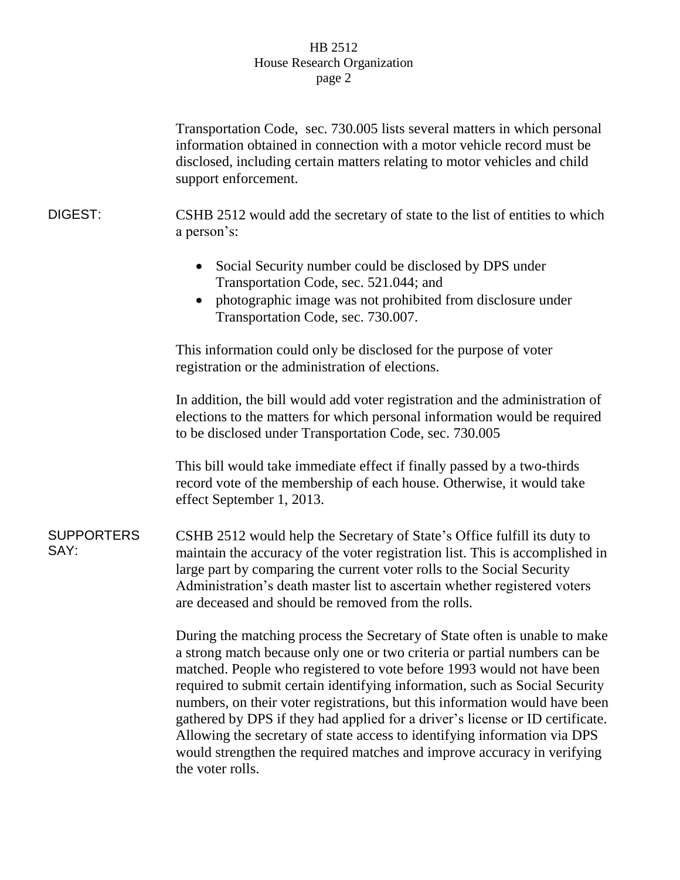Transportation Code, sec. 730.005 lists several matters in which personal information obtained in connection with a motor vehicle record must be disclosed, including certain matters relating to motor vehicles and child support enforcement.

**DIGEST:**

CSHB 2512 would add the secretary of state to the list of entities to which a person's:

- Social Security number could be disclosed by DPS under Transportation Code, sec. 521.044; and
- photographic image was not prohibited from disclosure under Transportation Code, sec. 730.007.

This information could only be disclosed for the purpose of voter registration or the administration of elections.

In addition, the bill would add voter registration and the administration of elections to the matters for which personal information would be required to be disclosed under Transportation Code, sec. 730.005

This bill would take immediate effect if finally passed by a two-thirds record vote of the membership of each house. Otherwise, it would take effect September 1, 2013.

**SUPPORTERS SAY:**

CSHB 2512 would help the Secretary of State's Office fulfill its duty to maintain the accuracy of the voter registration list. This is accomplished in large part by comparing the current voter rolls to the Social Security Administration's death master list to ascertain whether registered voters are deceased and should be removed from the rolls.

During the matching process the Secretary of State often is unable to make a strong match because only one or two criteria or partial numbers can be matched. People who registered to vote before 1993 would not have been required to submit certain identifying information, such as Social Security numbers, on their voter registrations, but this information would have been gathered by DPS if they had applied for a driver's license or ID certificate. Allowing the secretary of state access to identifying information via DPS would strengthen the required matches and improve accuracy in verifying the voter rolls.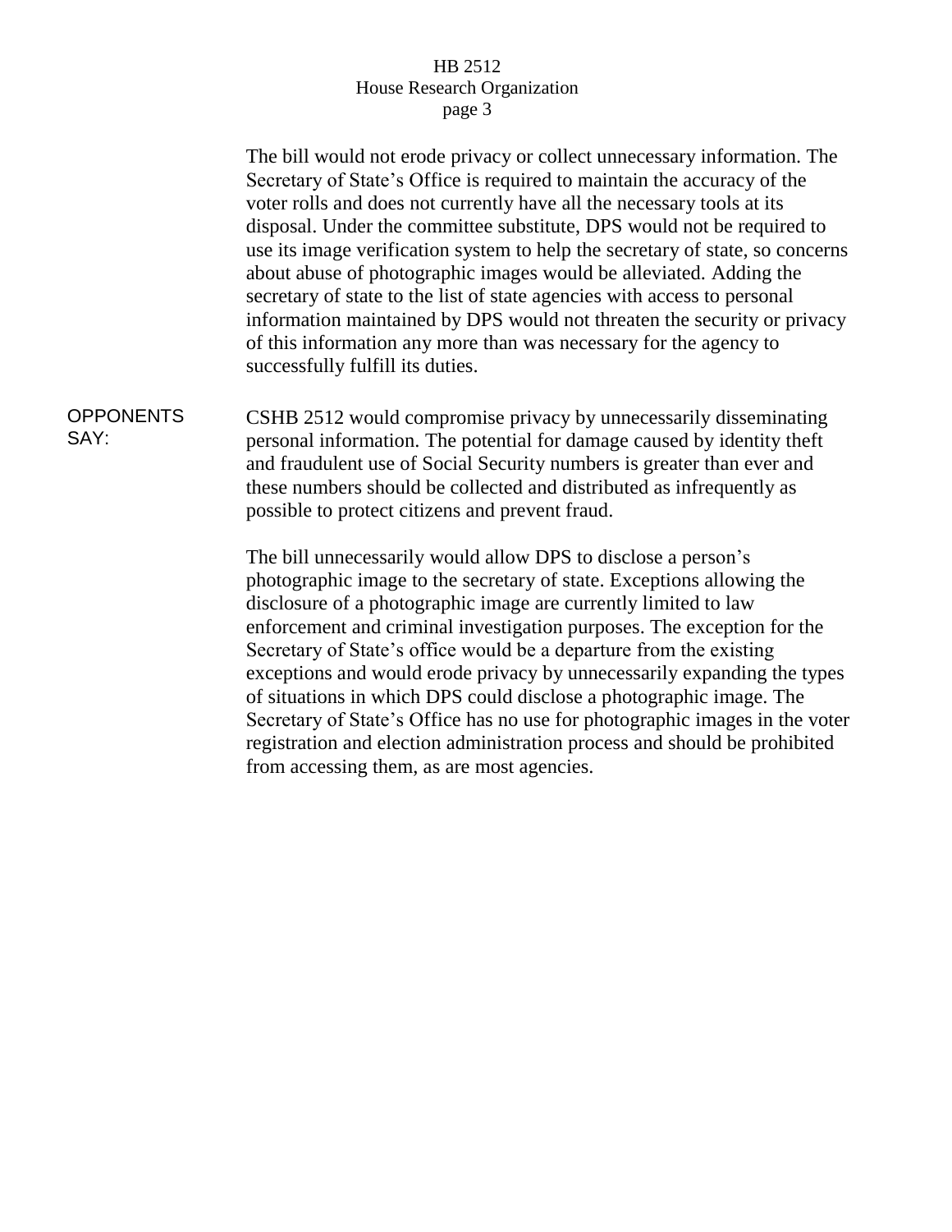The bill would not erode privacy or collect unnecessary information. The Secretary of State's Office is required to maintain the accuracy of the voter rolls and does not currently have all the necessary tools at its disposal. Under the committee substitute, DPS would not be required to use its image verification system to help the secretary of state, so concerns about abuse of photographic images would be alleviated. Adding the secretary of state to the list of state agencies with access to personal information maintained by DPS would not threaten the security or privacy of this information any more than was necessary for the agency to successfully fulfill its duties.

**OPPONENTS SAY:**

CSHB 2512 would compromise privacy by unnecessarily disseminating personal information. The potential for damage caused by identity theft and fraudulent use of Social Security numbers is greater than ever and these numbers should be collected and distributed as infrequently as possible to protect citizens and prevent fraud.

The bill unnecessarily would allow DPS to disclose a person's photographic image to the secretary of state. Exceptions allowing the disclosure of a photographic image are currently limited to law enforcement and criminal investigation purposes. The exception for the Secretary of State's office would be a departure from the existing exceptions and would erode privacy by unnecessarily expanding the types of situations in which DPS could disclose a photographic image. The Secretary of State's Office has no use for photographic images in the voter registration and election administration process and should be prohibited from accessing them, as are most agencies.